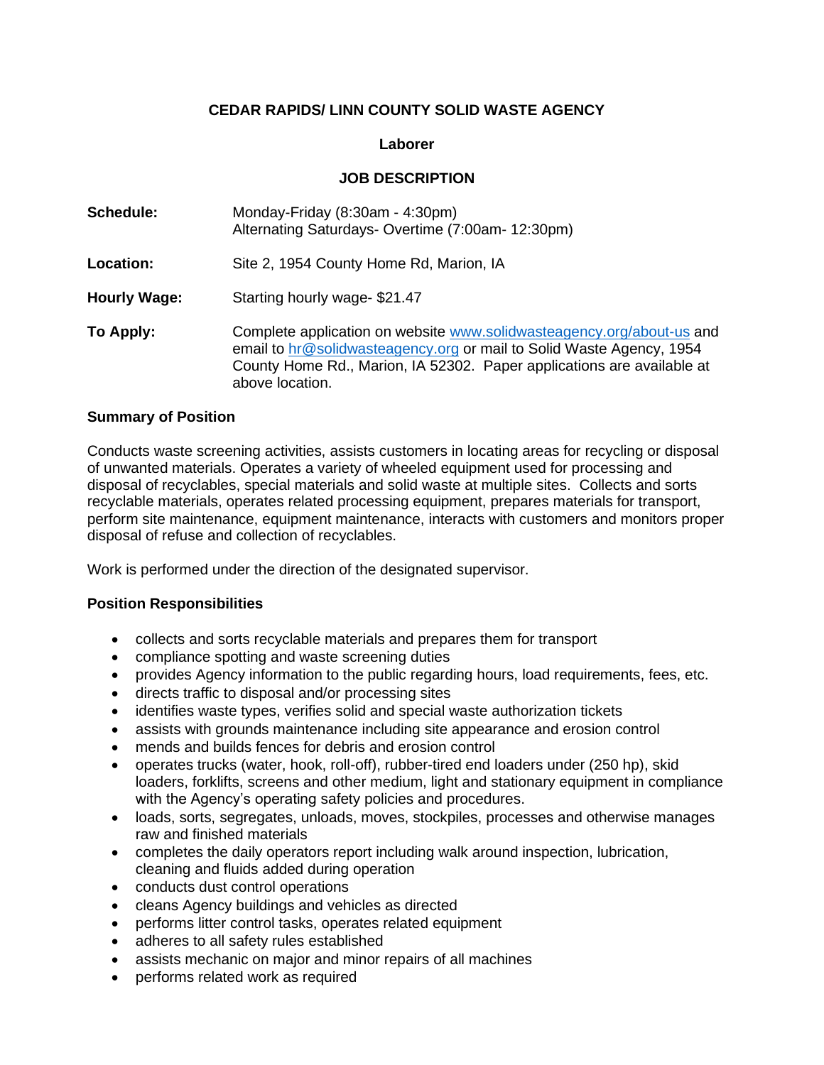# CEDAR RAPIDS/ LINN COUNTY SOLID WASTE AGENCY

## Laborer

## JOB DESCRIPTION

**Schedule:** Monday-Friday (8:30am - 4:30pm)
Alternating Saturdays- Overtime (7:00am- 12:30pm)

**Location:** Site 2, 1954 County Home Rd, Marion, IA

**Hourly Wage:** Starting hourly wage- $21.47

**To Apply:** Complete application on website www.solidwasteagency.org/about-us and email to hr@solidwasteagency.org or mail to Solid Waste Agency, 1954 County Home Rd., Marion, IA 52302. Paper applications are available at above location.

### Summary of Position

Conducts waste screening activities, assists customers in locating areas for recycling or disposal of unwanted materials. Operates a variety of wheeled equipment used for processing and disposal of recyclables, special materials and solid waste at multiple sites. Collects and sorts recyclable materials, operates related processing equipment, prepares materials for transport, perform site maintenance, equipment maintenance, interacts with customers and monitors proper disposal of refuse and collection of recyclables.

Work is performed under the direction of the designated supervisor.

### Position Responsibilities

- collects and sorts recyclable materials and prepares them for transport
- compliance spotting and waste screening duties
- provides Agency information to the public regarding hours, load requirements, fees, etc.
- directs traffic to disposal and/or processing sites
- identifies waste types, verifies solid and special waste authorization tickets
- assists with grounds maintenance including site appearance and erosion control
- mends and builds fences for debris and erosion control
- operates trucks (water, hook, roll-off), rubber-tired end loaders under (250 hp), skid loaders, forklifts, screens and other medium, light and stationary equipment in compliance with the Agency's operating safety policies and procedures.
- loads, sorts, segregates, unloads, moves, stockpiles, processes and otherwise manages raw and finished materials
- completes the daily operators report including walk around inspection, lubrication, cleaning and fluids added during operation
- conducts dust control operations
- cleans Agency buildings and vehicles as directed
- performs litter control tasks, operates related equipment
- adheres to all safety rules established
- assists mechanic on major and minor repairs of all machines
- performs related work as required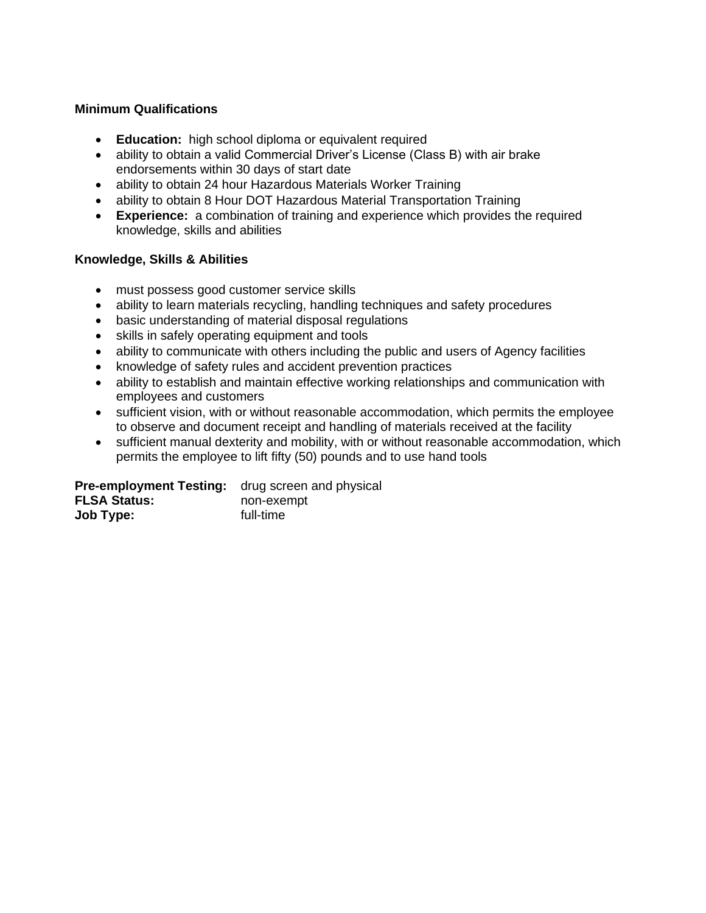**Minimum Qualifications**

- **Education:** high school diploma or equivalent required
- ability to obtain a valid Commercial Driver's License (Class B) with air brake endorsements within 30 days of start date
- ability to obtain 24 hour Hazardous Materials Worker Training
- ability to obtain 8 Hour DOT Hazardous Material Transportation Training
- **Experience:** a combination of training and experience which provides the required knowledge, skills and abilities

**Knowledge, Skills & Abilities**

- must possess good customer service skills
- ability to learn materials recycling, handling techniques and safety procedures
- basic understanding of material disposal regulations
- skills in safely operating equipment and tools
- ability to communicate with others including the public and users of Agency facilities
- knowledge of safety rules and accident prevention practices
- ability to establish and maintain effective working relationships and communication with employees and customers
- sufficient vision, with or without reasonable accommodation, which permits the employee to observe and document receipt and handling of materials received at the facility
- sufficient manual dexterity and mobility, with or without reasonable accommodation, which permits the employee to lift fifty (50) pounds and to use hand tools

**Pre-employment Testing:** drug screen and physical
**FLSA Status:** non-exempt
**Job Type:** full-time